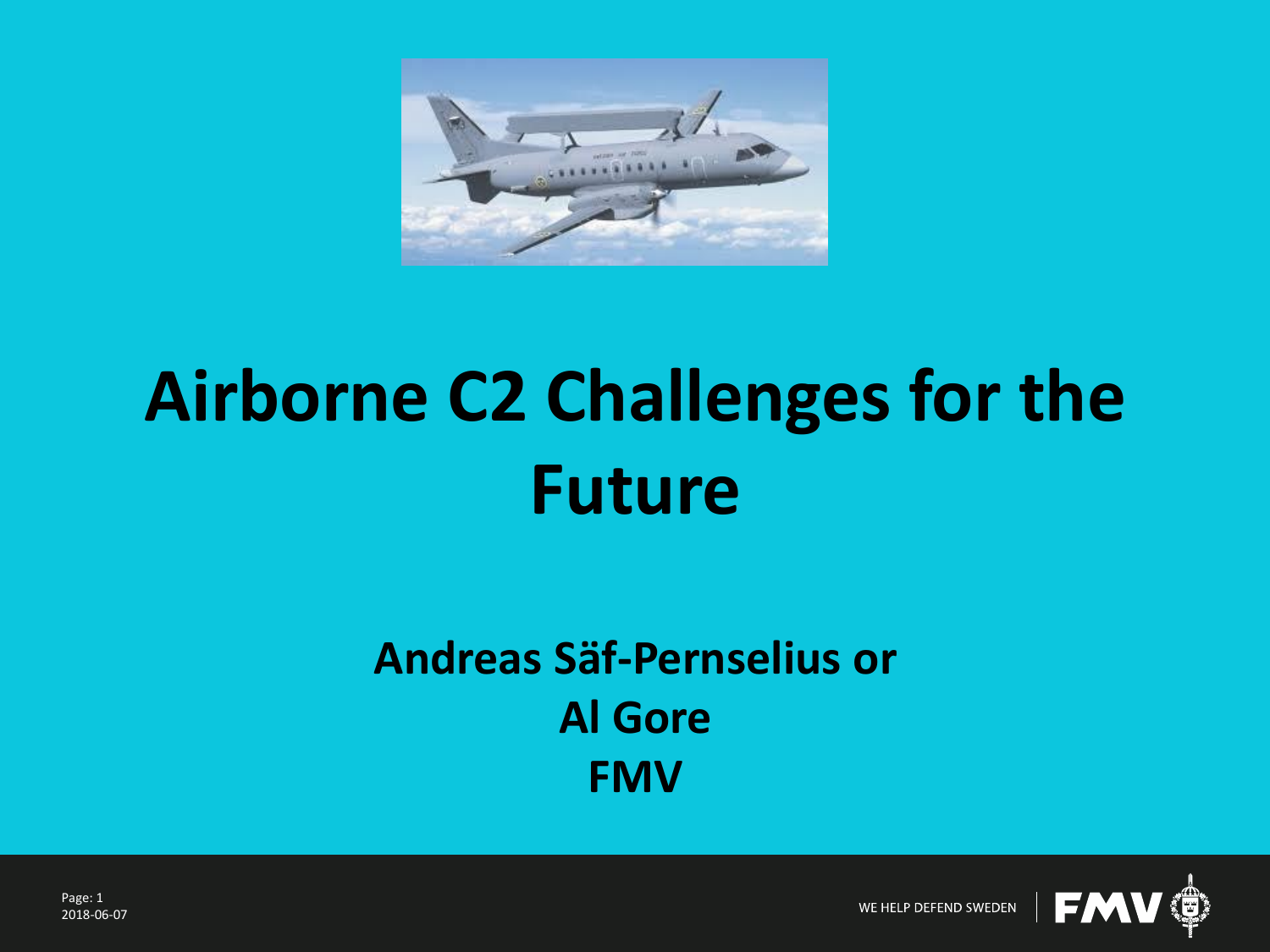# Airborne C2 Challenges for the Future

**Andreas Säf-Pernselius or**
**Al Gore**
**FMV**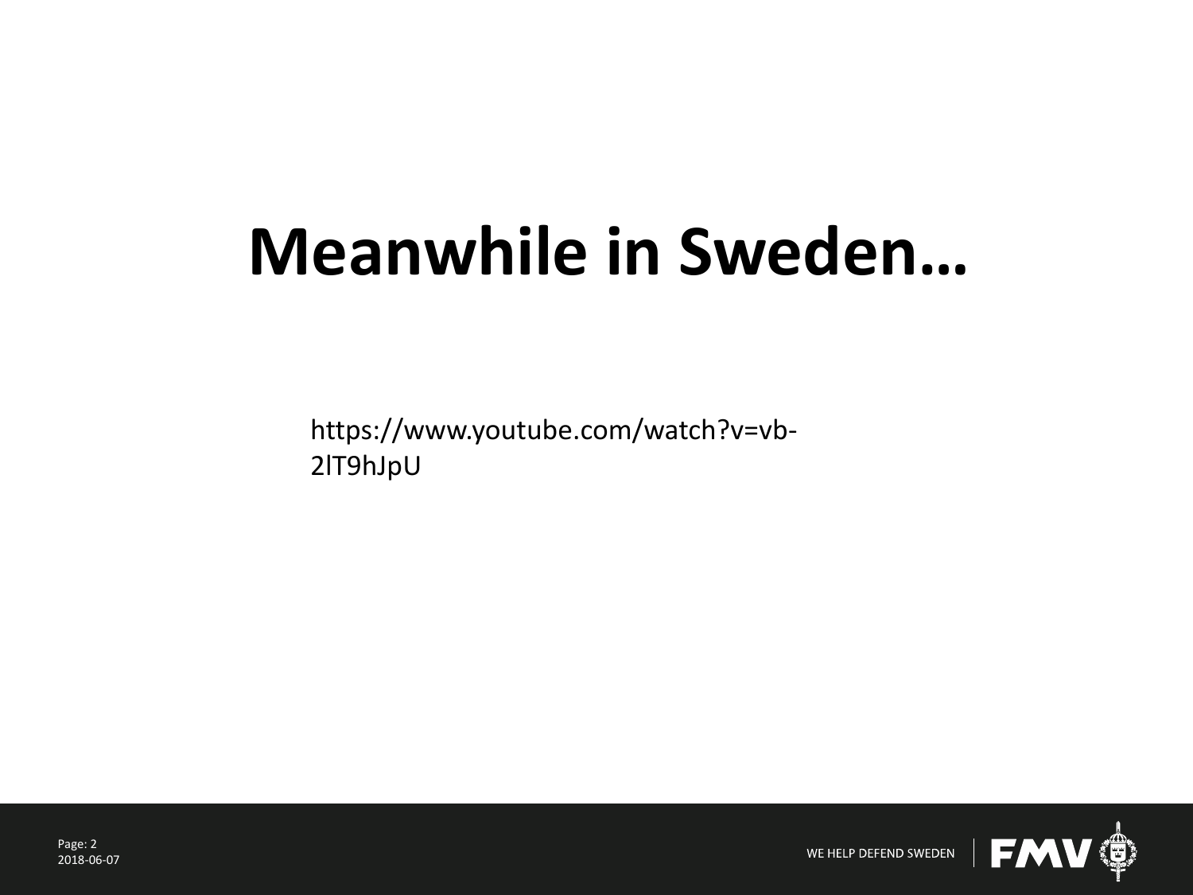# Meanwhile in Sweden…

https://www.youtube.com/watch?v=vb-2lT9hJpU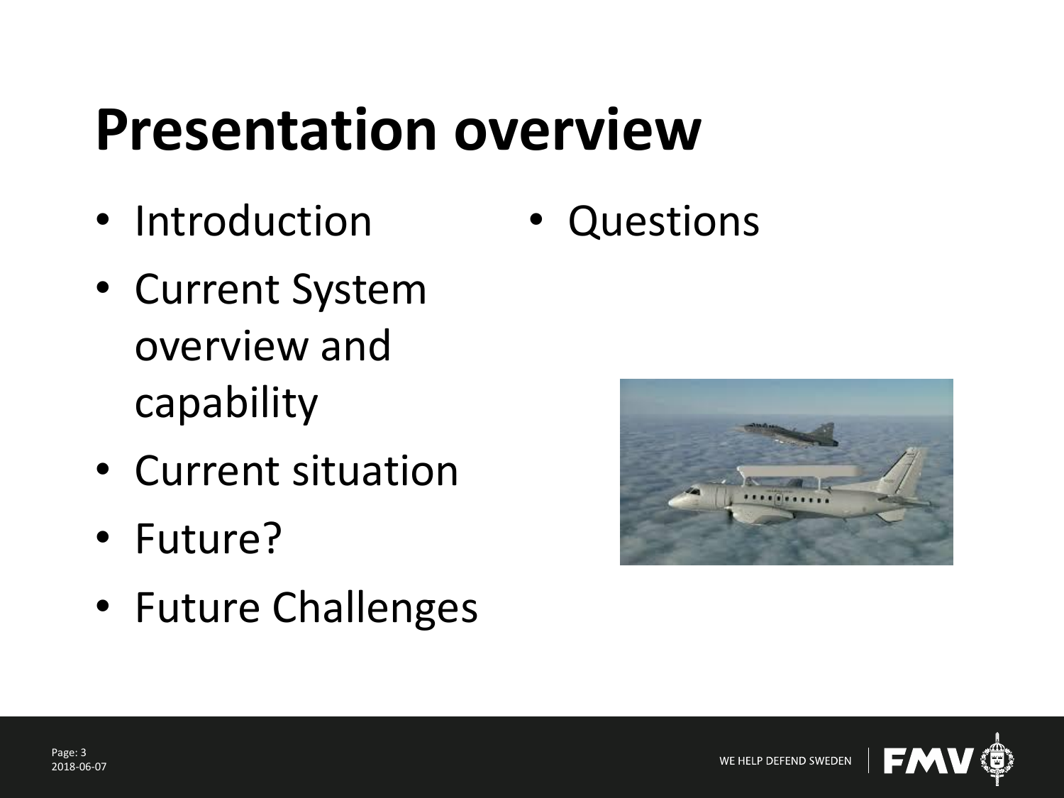# Presentation overview

- Introduction
- Current System overview and capability
- Current situation
- Future?
- Future Challenges
- Questions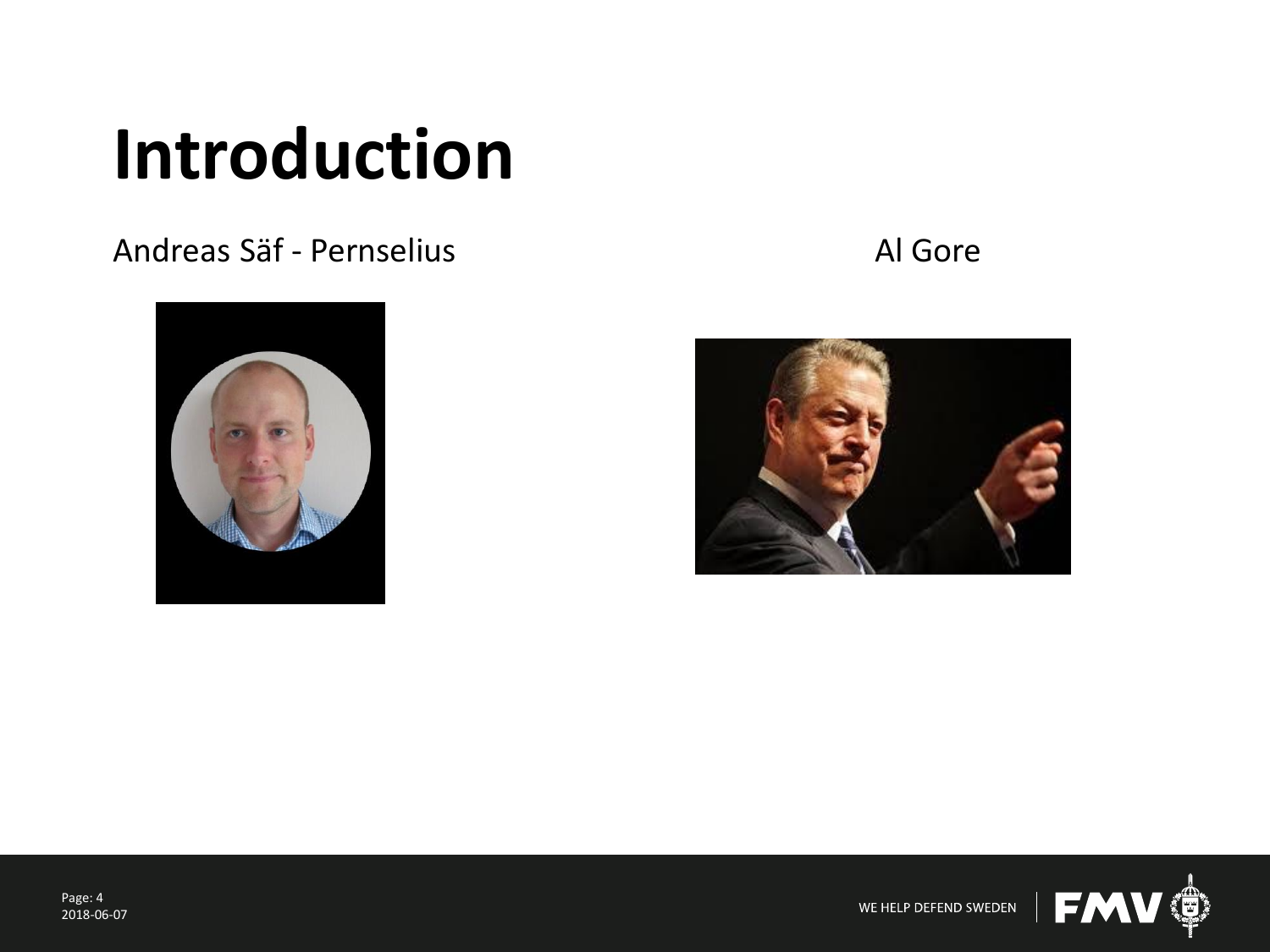# Introduction

Andreas Säf - Pernselius

Al Gore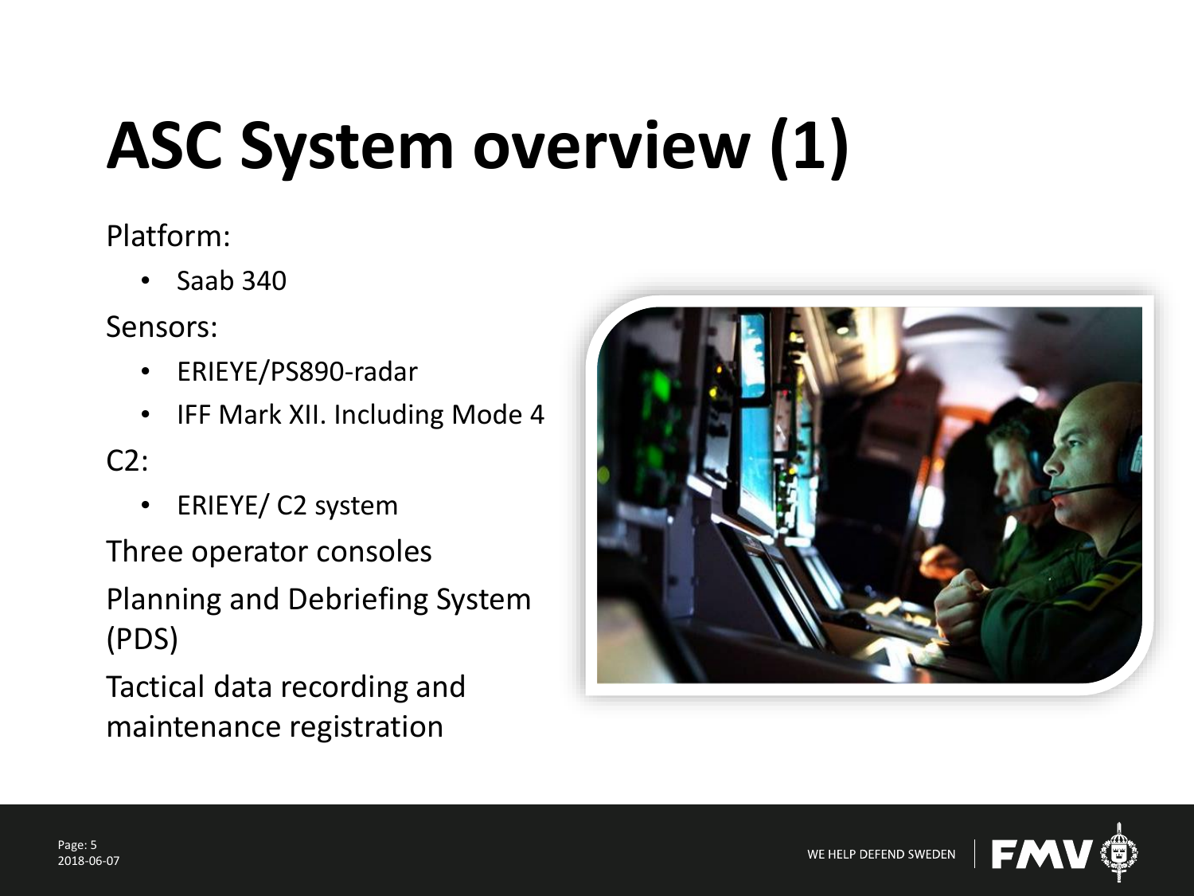# ASC System overview (1)

Platform:

- Saab 340

Sensors:

- ERIEYE/PS890-radar
- IFF Mark XII. Including Mode 4

C2:

- ERIEYE/ C2 system

Three operator consoles

Planning and Debriefing System (PDS)

Tactical data recording and maintenance registration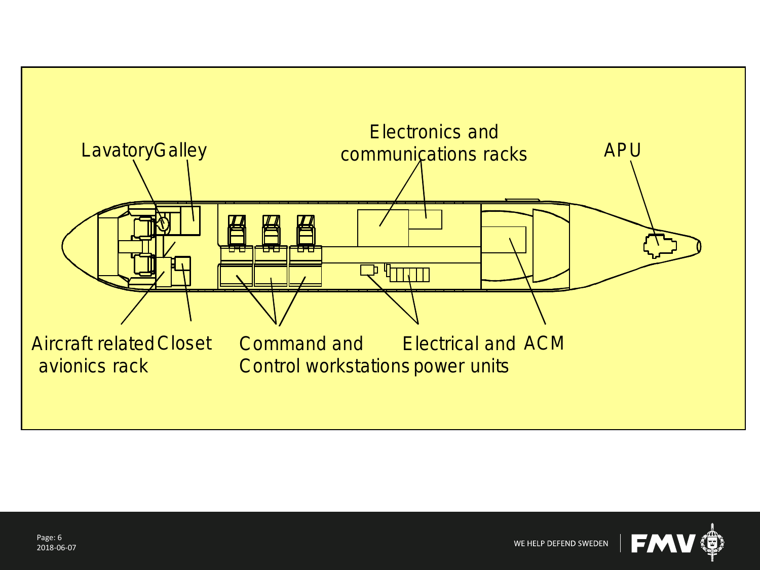Lavatory

Galley

Electronics and communications racks

APU

Aircraft related avionics rack

Closet

Command and Control workstations

Electrical and power units

ACM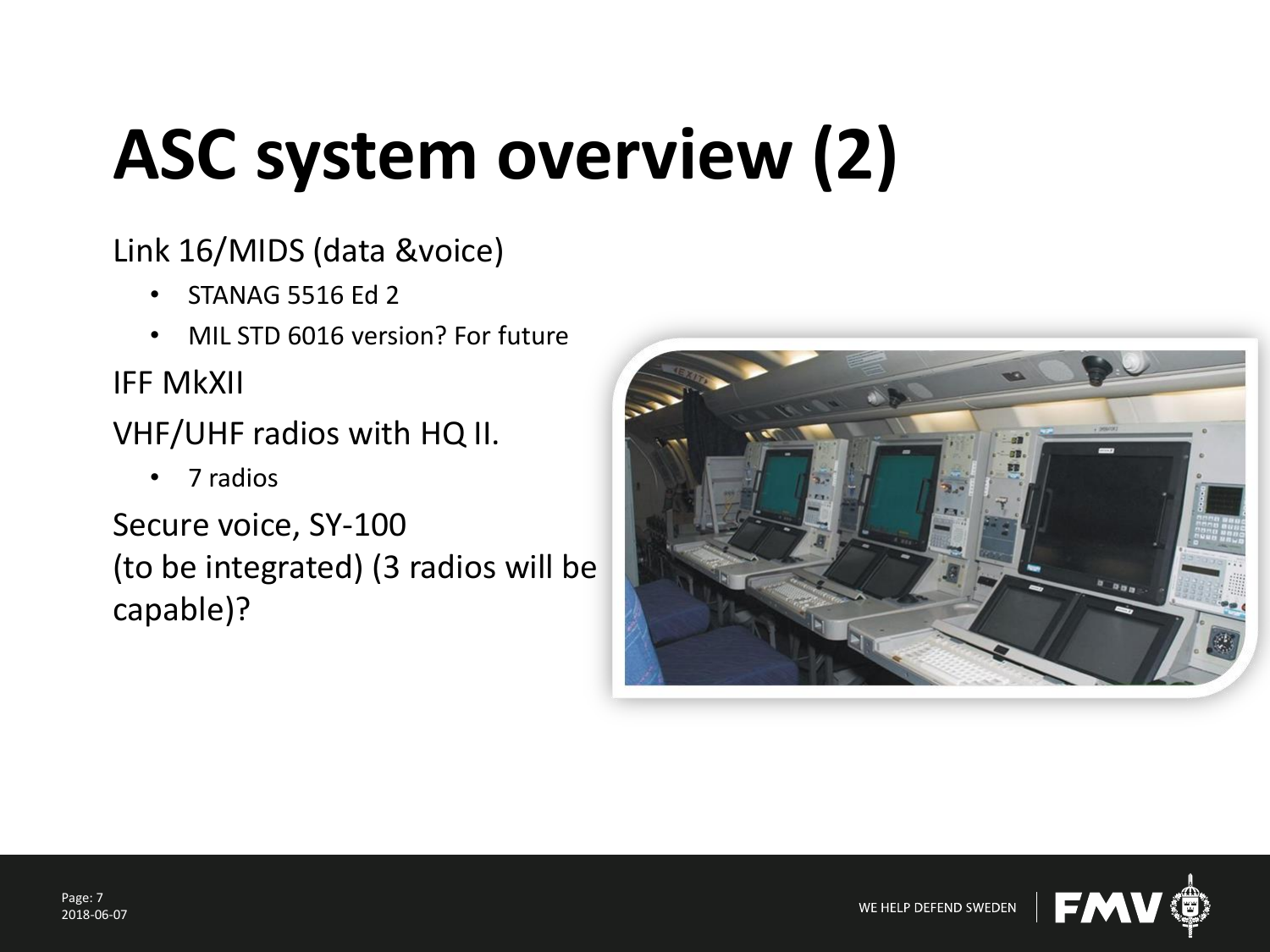# ASC system overview (2)

Link 16/MIDS (data &voice)

- STANAG 5516 Ed 2
- MIL STD 6016 version? For future

IFF MkXII

VHF/UHF radios with HQ II.

- 7 radios

Secure voice, SY-100
(to be integrated) (3 radios will be capable)?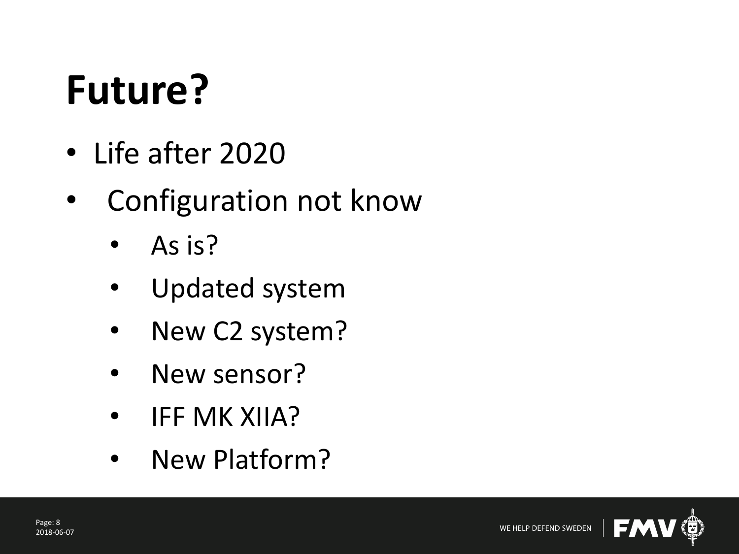# Future?

- Life after 2020
- Configuration not know
  - As is?
  - Updated system
  - New C2 system?
  - New sensor?
  - IFF MK XIIA?
  - New Platform?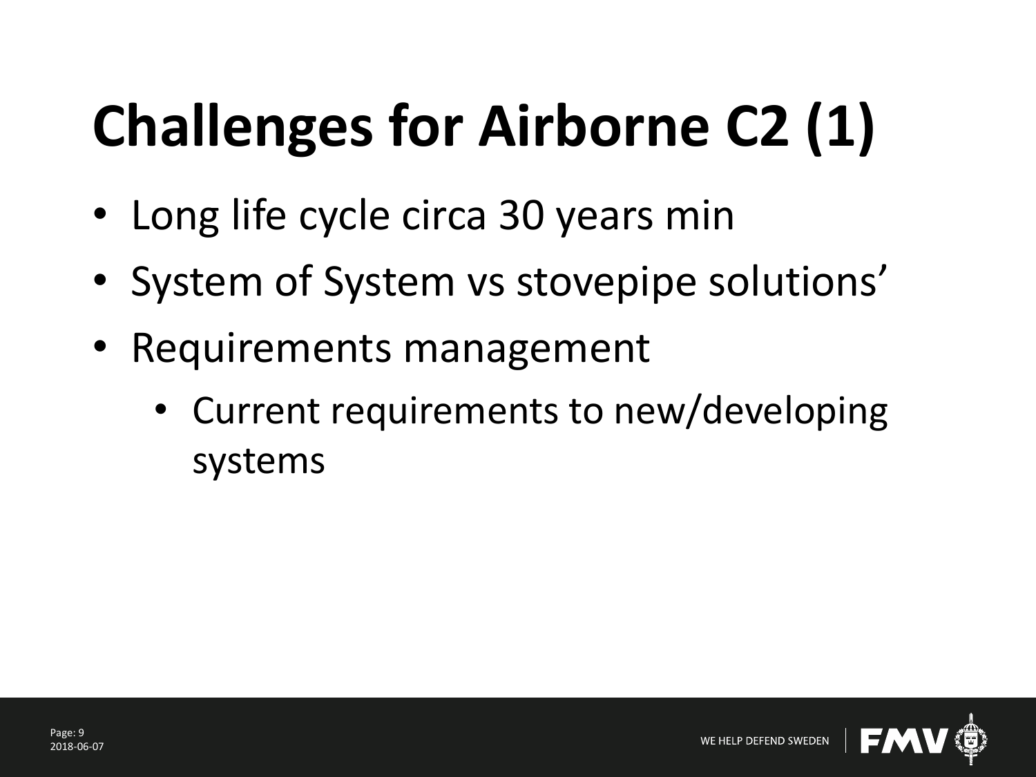# Challenges for Airborne C2 (1)

- Long life cycle circa 30 years min
- System of System vs stovepipe solutions’
- Requirements management
  - Current requirements to new/developing systems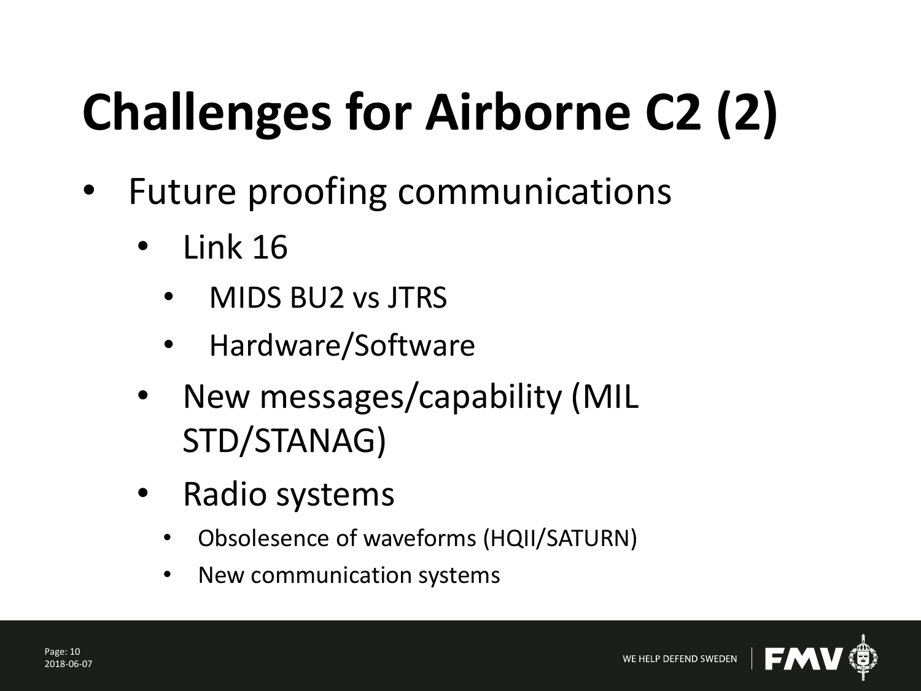# Challenges for Airborne C2 (2)

- Future proofing communications
  - Link 16
    - MIDS BU2 vs JTRS
    - Hardware/Software
  - New messages/capability (MIL STD/STANAG)
  - Radio systems
    - Obsolesence of waveforms (HQII/SATURN)
    - New communication systems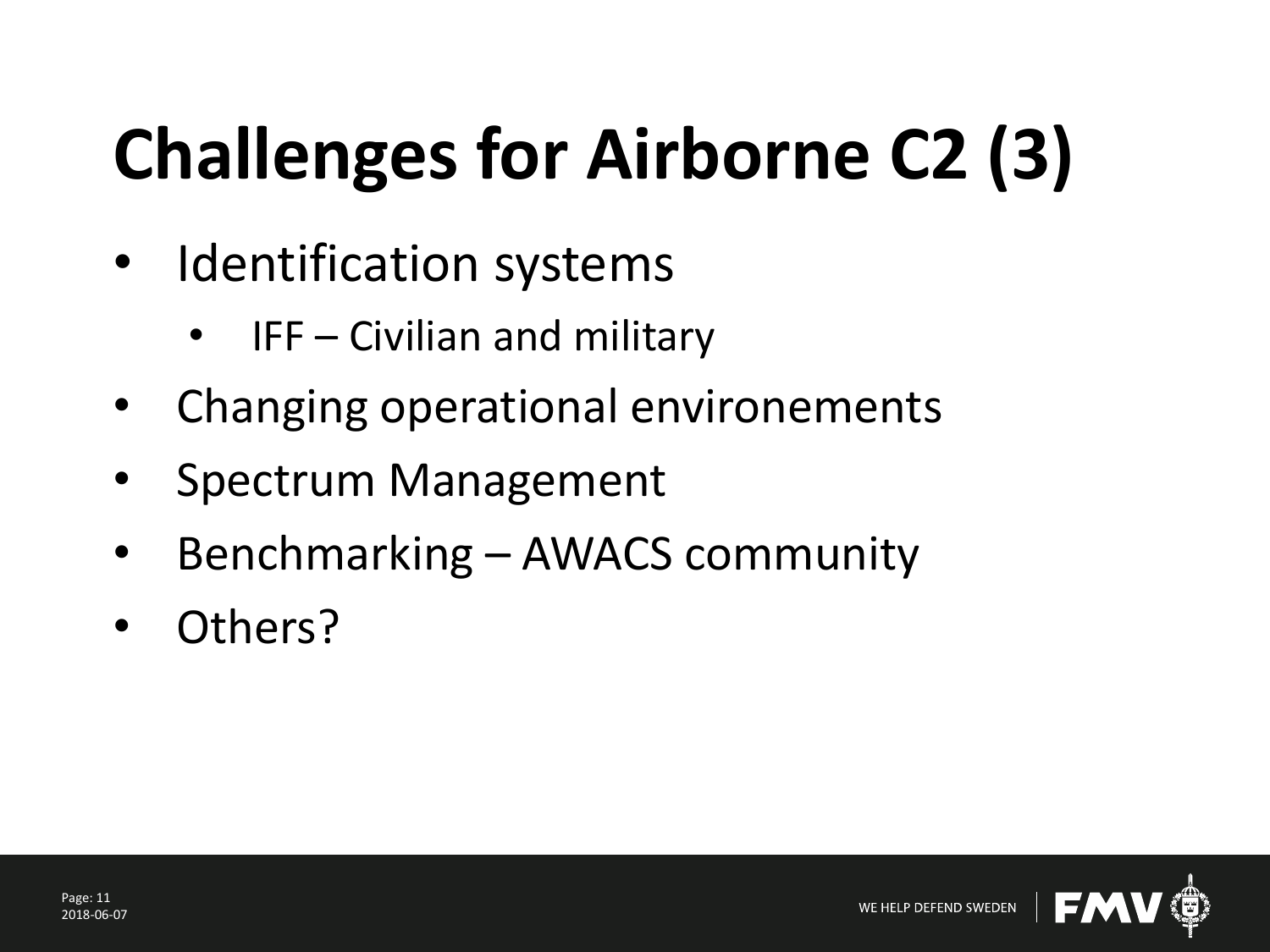# Challenges for Airborne C2 (3)

- Identification systems
  - IFF – Civilian and military
- Changing operational environements
- Spectrum Management
- Benchmarking – AWACS community
- Others?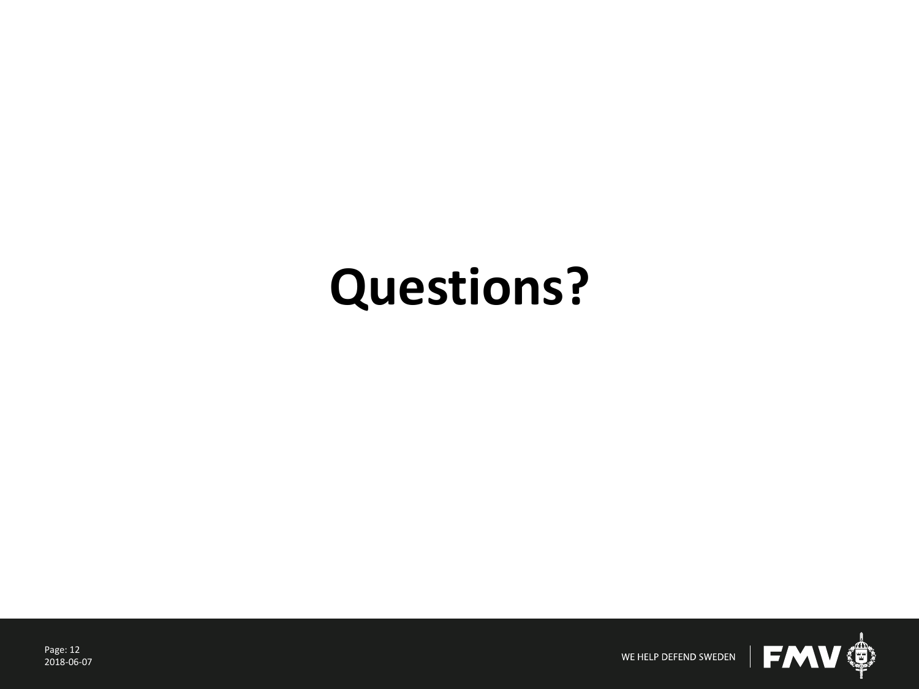# Questions?